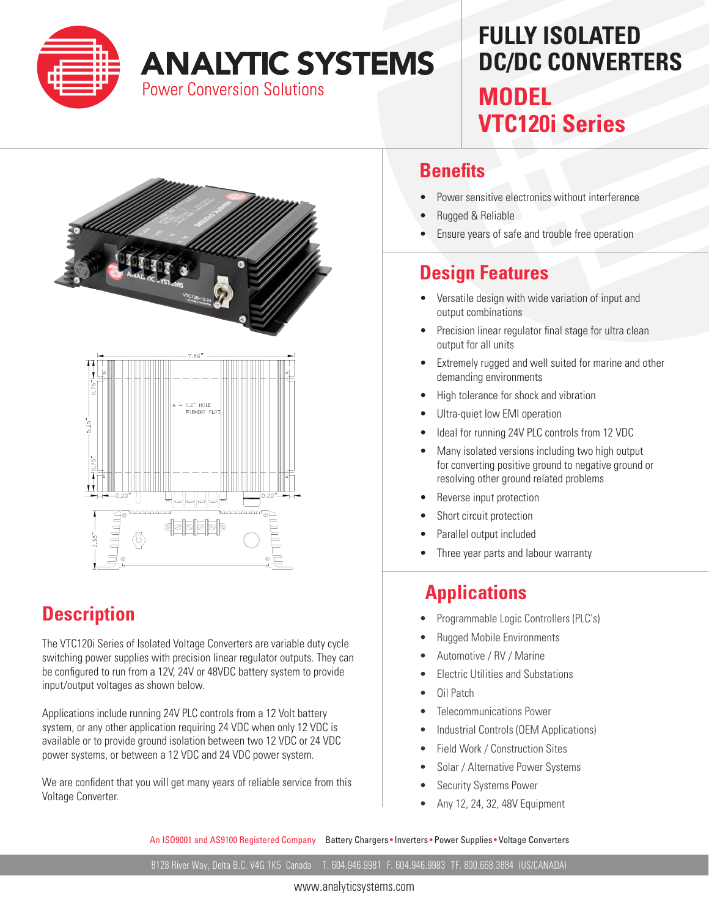# ANALYTIC SYSTEMS

Power Conversion Solutions

# FULLY ISOLATED DC/DC CONVERTERS

## MODEL VTC120i Series

## Benefits

- Power sensitive electronics without interference
- Rugged & Reliable
- Ensure years of safe and trouble free operation

## Design Features

- Versatile design with wide variation of input and output combinations
- Precision linear regulator final stage for ultra clean output for all units
- Extremely rugged and well suited for marine and other demanding environments
- High tolerance for shock and vibration
- Ultra-quiet low EMI operation
- Ideal for running 24V PLC controls from 12 VDC
- Many isolated versions including two high output for converting positive ground to negative ground or resolving other ground related problems
- Reverse input protection
- Short circuit protection
- Parallel output included
- Three year parts and labour warranty

## Applications

- Programmable Logic Controllers (PLC's)
- Rugged Mobile Environments
- Automotive / RV / Marine
- Electric Utilities and Substations
- Oil Patch
- Telecommunications Power
- Industrial Controls (OEM Applications)
- Field Work / Construction Sites
- Solar / Alternative Power Systems
- Security Systems Power
- Any 12, 24, 32, 48V Equipment

## Description

The VTC120i Series of Isolated Voltage Converters are variable duty cycle switching power supplies with precision linear regulator outputs. They can be configured to run from a 12V, 24V or 48VDC battery system to provide input/output voltages as shown below.

Applications include running 24V PLC controls from a 12 Volt battery system, or any other application requiring 24 VDC when only 12 VDC is available or to provide ground isolation between two 12 VDC or 24 VDC power systems, or between a 12 VDC and 24 VDC power system.

We are confident that you will get many years of reliable service from this Voltage Converter.

An ISO9001 and AS9100 Registered Company   Battery Chargers • Inverters • Power Supplies • Voltage Converters

8128 River Way, Delta B.C. V4G 1K5 Canada   T. 604.946.9981 F. 604.946.9983 TF. 800.668.3884 (US/CANADA)

www.analyticsystems.com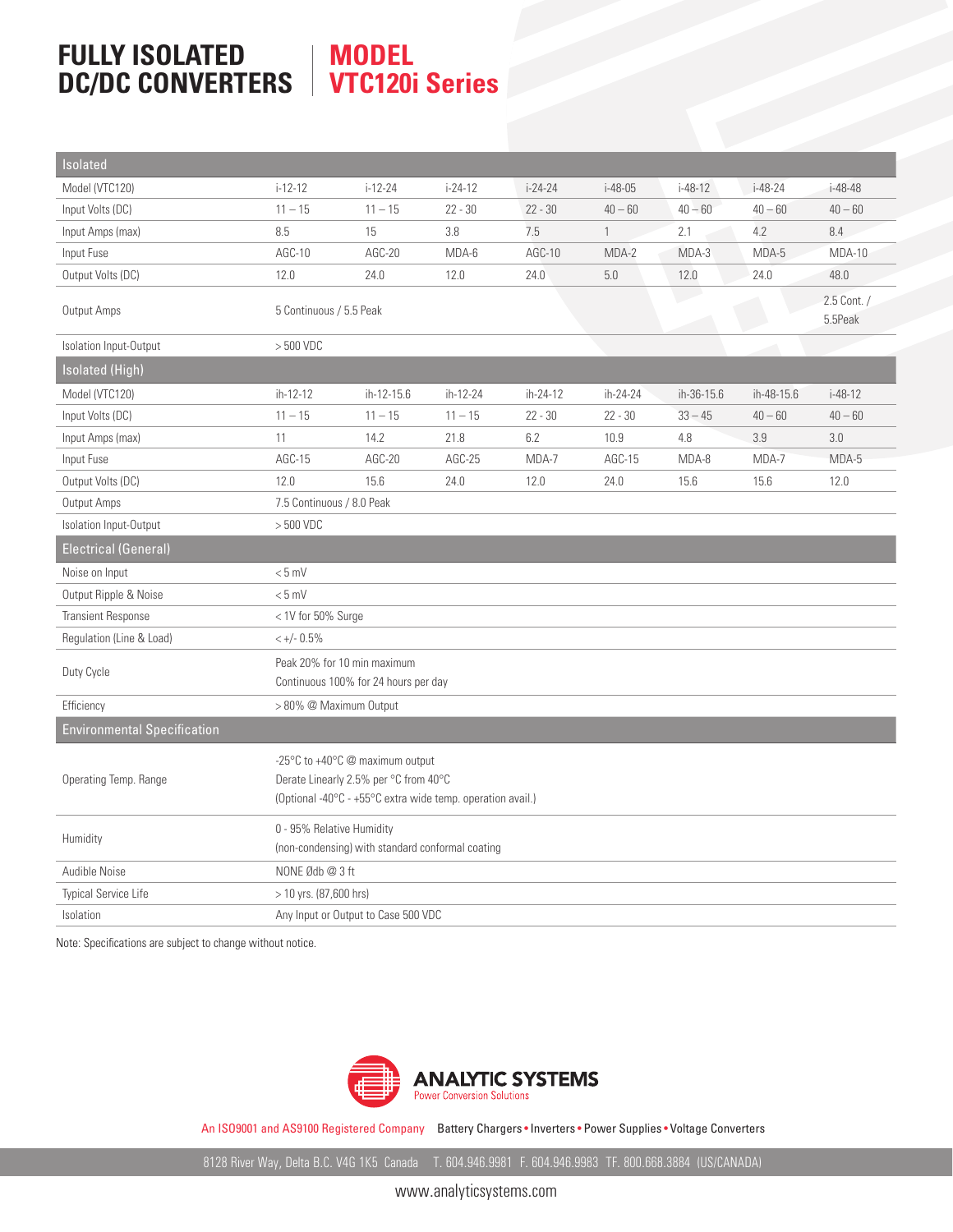# FULLY ISOLATED DC/DC CONVERTERS

# MODEL VTC120i Series

| | | | | | | | | |
|---|---|---|---|---|---|---|---|---|
| **Isolated** | | | | | | | | |
| Model (VTC120) | i-12-12 | i-12-24 | i-24-12 | i-24-24 | i-48-05 | i-48-12 | i-48-24 | i-48-48 |
| Input Volts (DC) | 11 – 15 | 11 – 15 | 22 - 30 | 22 - 30 | 40 – 60 | 40 – 60 | 40 – 60 | 40 – 60 |
| Input Amps (max) | 8.5 | 15 | 3.8 | 7.5 | 1 | 2.1 | 4.2 | 8.4 |
| Input Fuse | AGC-10 | AGC-20 | MDA-6 | AGC-10 | MDA-2 | MDA-3 | MDA-5 | MDA-10 |
| Output Volts (DC) | 12.0 | 24.0 | 12.0 | 24.0 | 5.0 | 12.0 | 24.0 | 48.0 |
| Output Amps | 5 Continuous / 5.5 Peak | | | | | | | 2.5 Cont. / 5.5Peak |
| Isolation Input-Output | > 500 VDC | | | | | | | |
| **Isolated (High)** | | | | | | | | |
| Model (VTC120) | ih-12-12 | ih-12-15.6 | ih-12-24 | ih-24-12 | ih-24-24 | ih-36-15.6 | ih-48-15.6 | i-48-12 |
| Input Volts (DC) | 11 – 15 | 11 – 15 | 11 – 15 | 22 - 30 | 22 - 30 | 33 – 45 | 40 – 60 | 40 – 60 |
| Input Amps (max) | 11 | 14.2 | 21.8 | 6.2 | 10.9 | 4.8 | 3.9 | 3.0 |
| Input Fuse | AGC-15 | AGC-20 | AGC-25 | MDA-7 | AGC-15 | MDA-8 | MDA-7 | MDA-5 |
| Output Volts (DC) | 12.0 | 15.6 | 24.0 | 12.0 | 24.0 | 15.6 | 15.6 | 12.0 |
| Output Amps | 7.5 Continuous / 8.0 Peak | | | | | | | |
| Isolation Input-Output | > 500 VDC | | | | | | | |
| **Electrical (General)** | | | | | | | | |
| Noise on Input | < 5 mV | | | | | | | |
| Output Ripple & Noise | < 5 mV | | | | | | | |
| Transient Response | < 1V for 50% Surge | | | | | | | |
| Regulation (Line & Load) | < +/- 0.5% | | | | | | | |
| Duty Cycle | Peak 20% for 10 min maximum<br>Continuous 100% for 24 hours per day | | | | | | | |
| Efficiency | > 80% @ Maximum Output | | | | | | | |
| **Environmental Specification** | | | | | | | | |
| Operating Temp. Range | -25°C to +40°C @ maximum output<br>Derate Linearly 2.5% per °C from 40°C<br>(Optional -40°C - +55°C extra wide temp. operation avail.) | | | | | | | |
| Humidity | 0 - 95% Relative Humidity<br>(non-condensing) with standard conformal coating | | | | | | | |
| Audible Noise | NONE Ødb @ 3 ft | | | | | | | |
| Typical Service Life | > 10 yrs. (87,600 hrs) | | | | | | | |
| Isolation | Any Input or Output to Case 500 VDC | | | | | | | |

Note: Specifications are subject to change without notice.

**ANALYTIC SYSTEMS**
Power Conversion Solutions

An ISO9001 and AS9100 Registered Company    Battery Chargers • Inverters • Power Supplies • Voltage Converters

8128 River Way, Delta B.C. V4G 1K5 Canada    T. 604.946.9981  F. 604.946.9983  TF. 800.668.3884 (US/CANADA)

www.analyticsystems.com